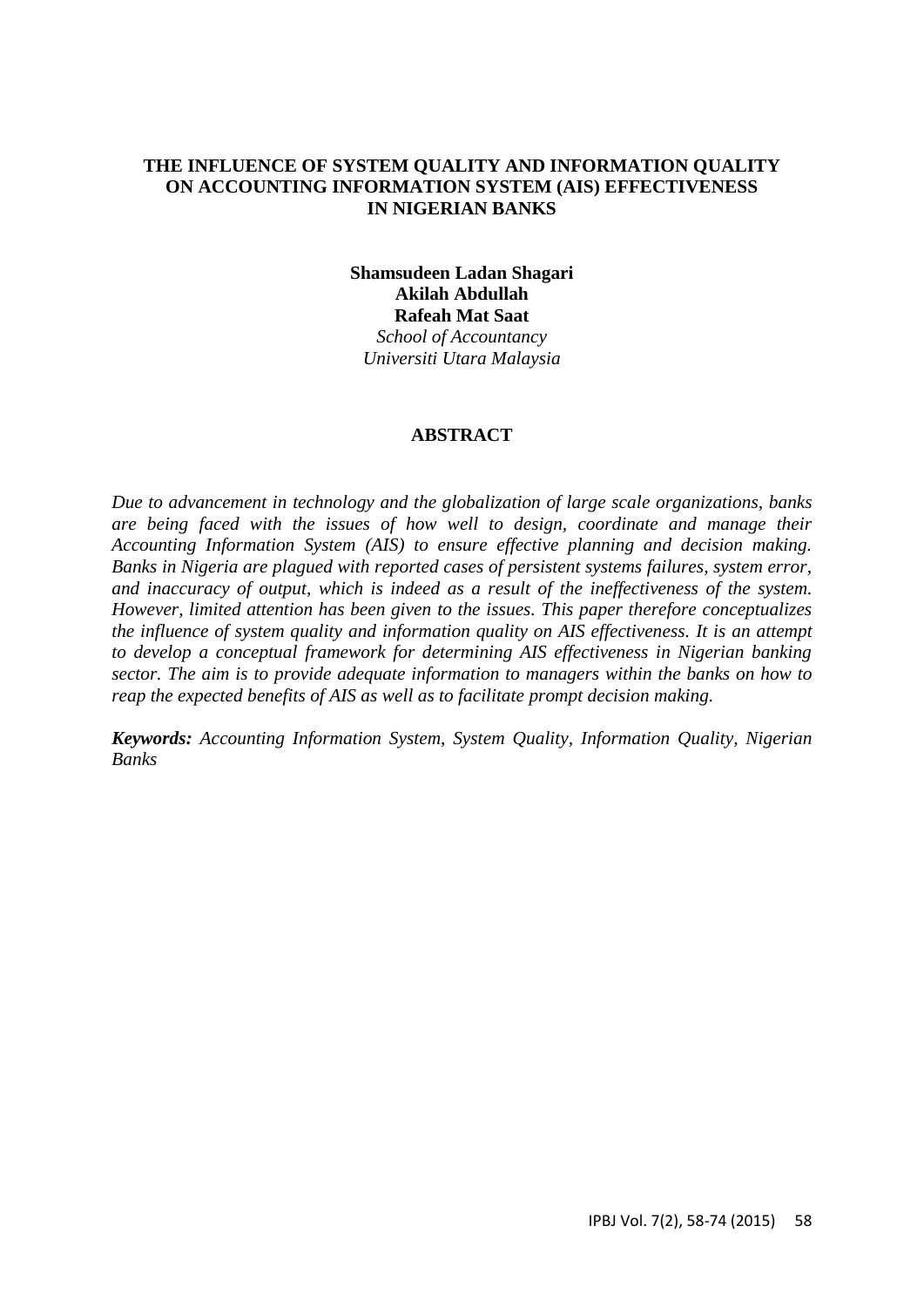# THE INFLUENCE OF SYSTEM QUALITY AND INFORMATION QUALITY ON ACCOUNTING INFORMATION SYSTEM (AIS) EFFECTIVENESS IN NIGERIAN BANKS

**Shamsudeen Ladan Shagari**
**Akilah Abdullah**
**Rafeah Mat Saat**
*School of Accountancy*
*Universiti Utara Malaysia*

## ABSTRACT

*Due to advancement in technology and the globalization of large scale organizations, banks are being faced with the issues of how well to design, coordinate and manage their Accounting Information System (AIS) to ensure effective planning and decision making. Banks in Nigeria are plagued with reported cases of persistent systems failures, system error, and inaccuracy of output, which is indeed as a result of the ineffectiveness of the system. However, limited attention has been given to the issues. This paper therefore conceptualizes the influence of system quality and information quality on AIS effectiveness. It is an attempt to develop a conceptual framework for determining AIS effectiveness in Nigerian banking sector. The aim is to provide adequate information to managers within the banks on how to reap the expected benefits of AIS as well as to facilitate prompt decision making.*

***Keywords:*** *Accounting Information System, System Quality, Information Quality, Nigerian Banks*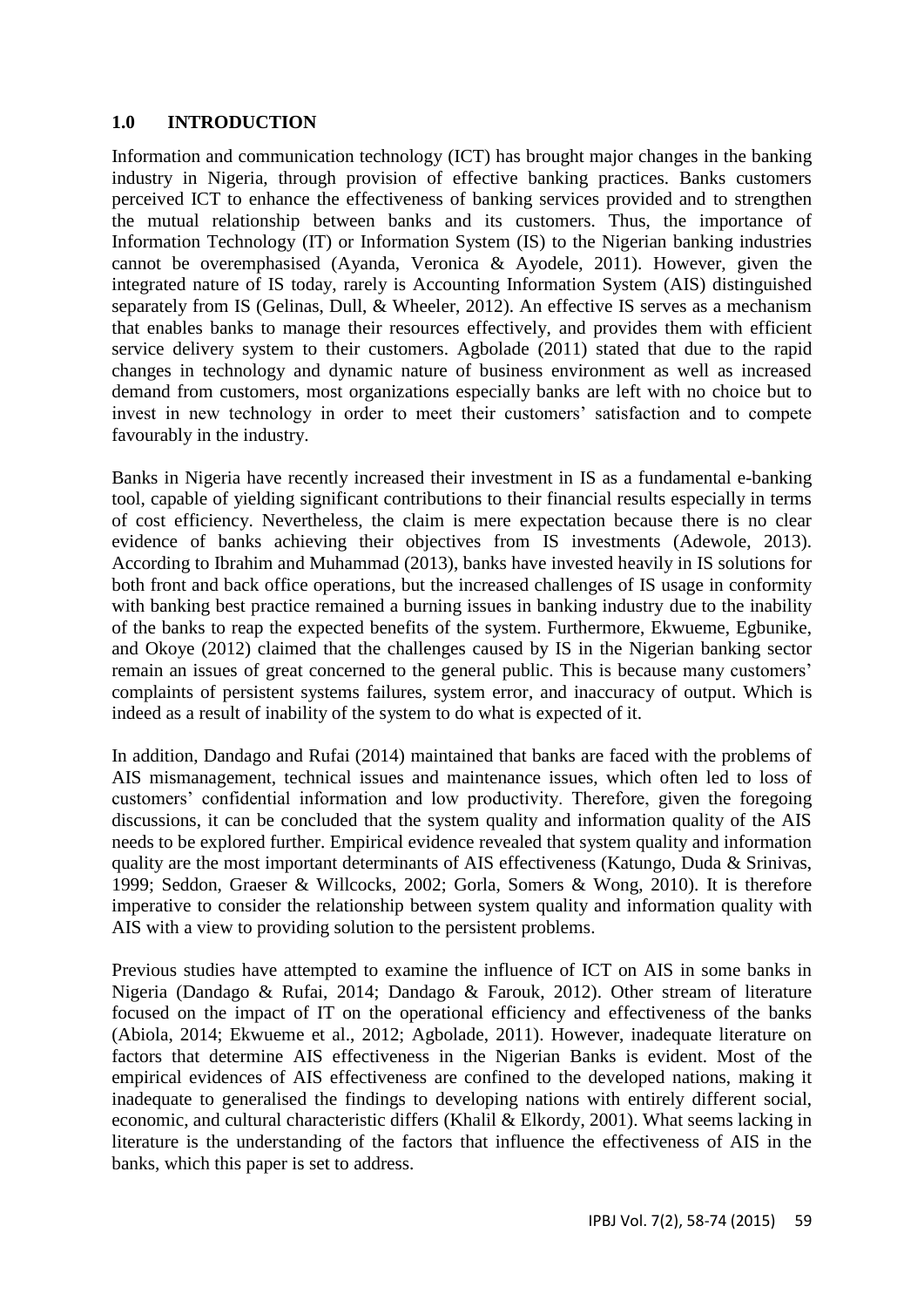## 1.0 INTRODUCTION

Information and communication technology (ICT) has brought major changes in the banking industry in Nigeria, through provision of effective banking practices. Banks customers perceived ICT to enhance the effectiveness of banking services provided and to strengthen the mutual relationship between banks and its customers. Thus, the importance of Information Technology (IT) or Information System (IS) to the Nigerian banking industries cannot be overemphasised (Ayanda, Veronica & Ayodele, 2011). However, given the integrated nature of IS today, rarely is Accounting Information System (AIS) distinguished separately from IS (Gelinas, Dull, & Wheeler, 2012). An effective IS serves as a mechanism that enables banks to manage their resources effectively, and provides them with efficient service delivery system to their customers. Agbolade (2011) stated that due to the rapid changes in technology and dynamic nature of business environment as well as increased demand from customers, most organizations especially banks are left with no choice but to invest in new technology in order to meet their customers' satisfaction and to compete favourably in the industry.

Banks in Nigeria have recently increased their investment in IS as a fundamental e-banking tool, capable of yielding significant contributions to their financial results especially in terms of cost efficiency. Nevertheless, the claim is mere expectation because there is no clear evidence of banks achieving their objectives from IS investments (Adewole, 2013). According to Ibrahim and Muhammad (2013), banks have invested heavily in IS solutions for both front and back office operations, but the increased challenges of IS usage in conformity with banking best practice remained a burning issues in banking industry due to the inability of the banks to reap the expected benefits of the system. Furthermore, Ekwueme, Egbunike, and Okoye (2012) claimed that the challenges caused by IS in the Nigerian banking sector remain an issues of great concerned to the general public. This is because many customers' complaints of persistent systems failures, system error, and inaccuracy of output. Which is indeed as a result of inability of the system to do what is expected of it.

In addition, Dandago and Rufai (2014) maintained that banks are faced with the problems of AIS mismanagement, technical issues and maintenance issues, which often led to loss of customers' confidential information and low productivity. Therefore, given the foregoing discussions, it can be concluded that the system quality and information quality of the AIS needs to be explored further. Empirical evidence revealed that system quality and information quality are the most important determinants of AIS effectiveness (Katungo, Duda & Srinivas, 1999; Seddon, Graeser & Willcocks, 2002; Gorla, Somers & Wong, 2010). It is therefore imperative to consider the relationship between system quality and information quality with AIS with a view to providing solution to the persistent problems.

Previous studies have attempted to examine the influence of ICT on AIS in some banks in Nigeria (Dandago & Rufai, 2014; Dandago & Farouk, 2012). Other stream of literature focused on the impact of IT on the operational efficiency and effectiveness of the banks (Abiola, 2014; Ekwueme et al., 2012; Agbolade, 2011). However, inadequate literature on factors that determine AIS effectiveness in the Nigerian Banks is evident. Most of the empirical evidences of AIS effectiveness are confined to the developed nations, making it inadequate to generalised the findings to developing nations with entirely different social, economic, and cultural characteristic differs (Khalil & Elkordy, 2001). What seems lacking in literature is the understanding of the factors that influence the effectiveness of AIS in the banks, which this paper is set to address.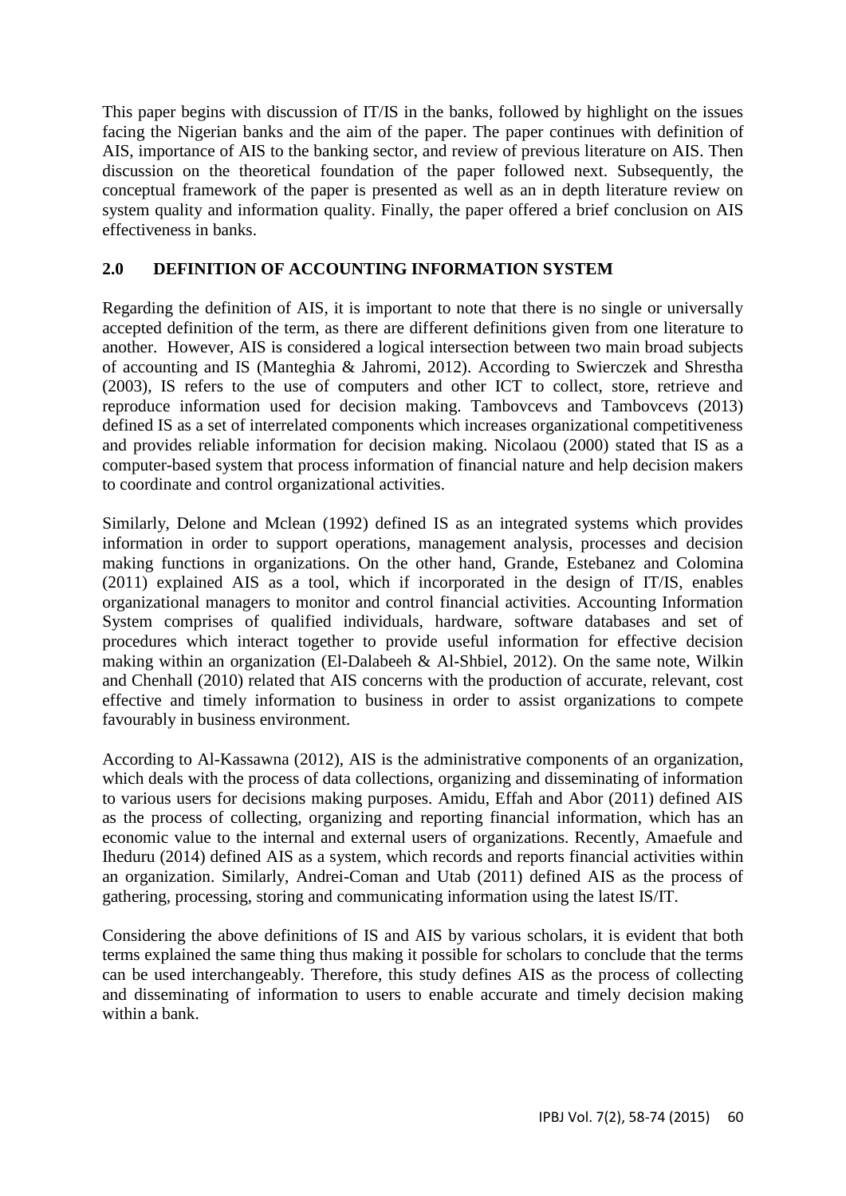This paper begins with discussion of IT/IS in the banks, followed by highlight on the issues facing the Nigerian banks and the aim of the paper. The paper continues with definition of AIS, importance of AIS to the banking sector, and review of previous literature on AIS. Then discussion on the theoretical foundation of the paper followed next. Subsequently, the conceptual framework of the paper is presented as well as an in depth literature review on system quality and information quality. Finally, the paper offered a brief conclusion on AIS effectiveness in banks.

## 2.0 DEFINITION OF ACCOUNTING INFORMATION SYSTEM

Regarding the definition of AIS, it is important to note that there is no single or universally accepted definition of the term, as there are different definitions given from one literature to another. However, AIS is considered a logical intersection between two main broad subjects of accounting and IS (Manteghia & Jahromi, 2012). According to Swierczek and Shrestha (2003), IS refers to the use of computers and other ICT to collect, store, retrieve and reproduce information used for decision making. Tambovcevs and Tambovcevs (2013) defined IS as a set of interrelated components which increases organizational competitiveness and provides reliable information for decision making. Nicolaou (2000) stated that IS as a computer-based system that process information of financial nature and help decision makers to coordinate and control organizational activities.

Similarly, Delone and Mclean (1992) defined IS as an integrated systems which provides information in order to support operations, management analysis, processes and decision making functions in organizations. On the other hand, Grande, Estebanez and Colomina (2011) explained AIS as a tool, which if incorporated in the design of IT/IS, enables organizational managers to monitor and control financial activities. Accounting Information System comprises of qualified individuals, hardware, software databases and set of procedures which interact together to provide useful information for effective decision making within an organization (El-Dalabeeh & Al-Shbiel, 2012). On the same note, Wilkin and Chenhall (2010) related that AIS concerns with the production of accurate, relevant, cost effective and timely information to business in order to assist organizations to compete favourably in business environment.

According to Al-Kassawna (2012), AIS is the administrative components of an organization, which deals with the process of data collections, organizing and disseminating of information to various users for decisions making purposes. Amidu, Effah and Abor (2011) defined AIS as the process of collecting, organizing and reporting financial information, which has an economic value to the internal and external users of organizations. Recently, Amaefule and Iheduru (2014) defined AIS as a system, which records and reports financial activities within an organization. Similarly, Andrei-Coman and Utab (2011) defined AIS as the process of gathering, processing, storing and communicating information using the latest IS/IT.

Considering the above definitions of IS and AIS by various scholars, it is evident that both terms explained the same thing thus making it possible for scholars to conclude that the terms can be used interchangeably. Therefore, this study defines AIS as the process of collecting and disseminating of information to users to enable accurate and timely decision making within a bank.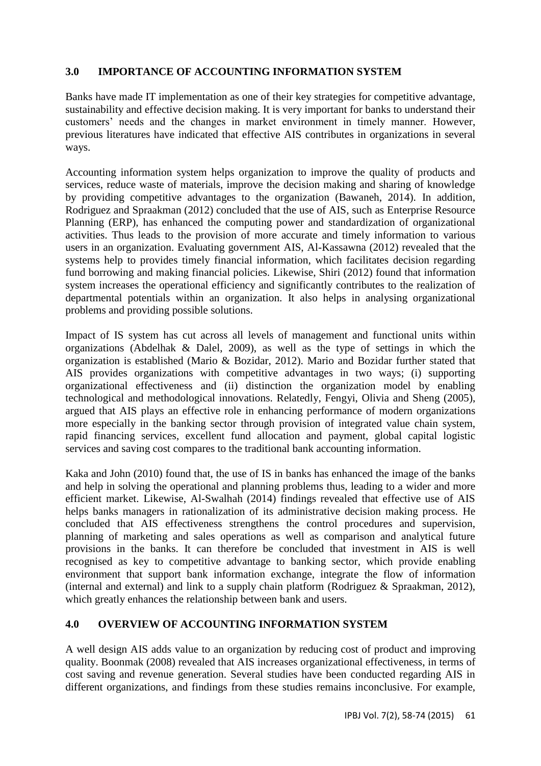## 3.0 IMPORTANCE OF ACCOUNTING INFORMATION SYSTEM

Banks have made IT implementation as one of their key strategies for competitive advantage, sustainability and effective decision making. It is very important for banks to understand their customers' needs and the changes in market environment in timely manner. However, previous literatures have indicated that effective AIS contributes in organizations in several ways.

Accounting information system helps organization to improve the quality of products and services, reduce waste of materials, improve the decision making and sharing of knowledge by providing competitive advantages to the organization (Bawaneh, 2014). In addition, Rodriguez and Spraakman (2012) concluded that the use of AIS, such as Enterprise Resource Planning (ERP), has enhanced the computing power and standardization of organizational activities. Thus leads to the provision of more accurate and timely information to various users in an organization. Evaluating government AIS, Al-Kassawna (2012) revealed that the systems help to provides timely financial information, which facilitates decision regarding fund borrowing and making financial policies. Likewise, Shiri (2012) found that information system increases the operational efficiency and significantly contributes to the realization of departmental potentials within an organization. It also helps in analysing organizational problems and providing possible solutions.

Impact of IS system has cut across all levels of management and functional units within organizations (Abdelhak & Dalel, 2009), as well as the type of settings in which the organization is established (Mario & Bozidar, 2012). Mario and Bozidar further stated that AIS provides organizations with competitive advantages in two ways; (i) supporting organizational effectiveness and (ii) distinction the organization model by enabling technological and methodological innovations. Relatedly, Fengyi, Olivia and Sheng (2005), argued that AIS plays an effective role in enhancing performance of modern organizations more especially in the banking sector through provision of integrated value chain system, rapid financing services, excellent fund allocation and payment, global capital logistic services and saving cost compares to the traditional bank accounting information.

Kaka and John (2010) found that, the use of IS in banks has enhanced the image of the banks and help in solving the operational and planning problems thus, leading to a wider and more efficient market. Likewise, Al-Swalhah (2014) findings revealed that effective use of AIS helps banks managers in rationalization of its administrative decision making process. He concluded that AIS effectiveness strengthens the control procedures and supervision, planning of marketing and sales operations as well as comparison and analytical future provisions in the banks. It can therefore be concluded that investment in AIS is well recognised as key to competitive advantage to banking sector, which provide enabling environment that support bank information exchange, integrate the flow of information (internal and external) and link to a supply chain platform (Rodriguez & Spraakman, 2012), which greatly enhances the relationship between bank and users.

## 4.0 OVERVIEW OF ACCOUNTING INFORMATION SYSTEM

A well design AIS adds value to an organization by reducing cost of product and improving quality. Boonmak (2008) revealed that AIS increases organizational effectiveness, in terms of cost saving and revenue generation. Several studies have been conducted regarding AIS in different organizations, and findings from these studies remains inconclusive. For example,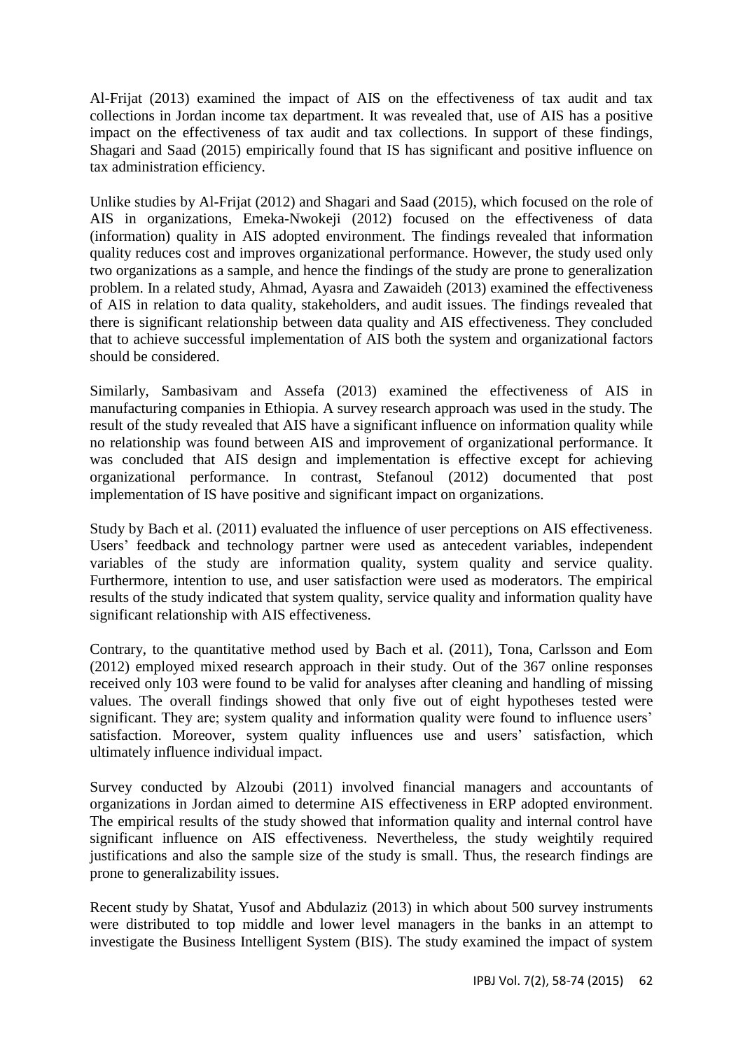Al-Frijat (2013) examined the impact of AIS on the effectiveness of tax audit and tax collections in Jordan income tax department. It was revealed that, use of AIS has a positive impact on the effectiveness of tax audit and tax collections. In support of these findings, Shagari and Saad (2015) empirically found that IS has significant and positive influence on tax administration efficiency.

Unlike studies by Al-Frijat (2012) and Shagari and Saad (2015), which focused on the role of AIS in organizations, Emeka-Nwokeji (2012) focused on the effectiveness of data (information) quality in AIS adopted environment. The findings revealed that information quality reduces cost and improves organizational performance. However, the study used only two organizations as a sample, and hence the findings of the study are prone to generalization problem. In a related study, Ahmad, Ayasra and Zawaideh (2013) examined the effectiveness of AIS in relation to data quality, stakeholders, and audit issues. The findings revealed that there is significant relationship between data quality and AIS effectiveness. They concluded that to achieve successful implementation of AIS both the system and organizational factors should be considered.

Similarly, Sambasivam and Assefa (2013) examined the effectiveness of AIS in manufacturing companies in Ethiopia. A survey research approach was used in the study. The result of the study revealed that AIS have a significant influence on information quality while no relationship was found between AIS and improvement of organizational performance. It was concluded that AIS design and implementation is effective except for achieving organizational performance. In contrast, Stefanoul (2012) documented that post implementation of IS have positive and significant impact on organizations.

Study by Bach et al. (2011) evaluated the influence of user perceptions on AIS effectiveness. Users' feedback and technology partner were used as antecedent variables, independent variables of the study are information quality, system quality and service quality. Furthermore, intention to use, and user satisfaction were used as moderators. The empirical results of the study indicated that system quality, service quality and information quality have significant relationship with AIS effectiveness.

Contrary, to the quantitative method used by Bach et al. (2011), Tona, Carlsson and Eom (2012) employed mixed research approach in their study. Out of the 367 online responses received only 103 were found to be valid for analyses after cleaning and handling of missing values. The overall findings showed that only five out of eight hypotheses tested were significant. They are; system quality and information quality were found to influence users' satisfaction. Moreover, system quality influences use and users' satisfaction, which ultimately influence individual impact.

Survey conducted by Alzoubi (2011) involved financial managers and accountants of organizations in Jordan aimed to determine AIS effectiveness in ERP adopted environment. The empirical results of the study showed that information quality and internal control have significant influence on AIS effectiveness. Nevertheless, the study weightily required justifications and also the sample size of the study is small. Thus, the research findings are prone to generalizability issues.

Recent study by Shatat, Yusof and Abdulaziz (2013) in which about 500 survey instruments were distributed to top middle and lower level managers in the banks in an attempt to investigate the Business Intelligent System (BIS). The study examined the impact of system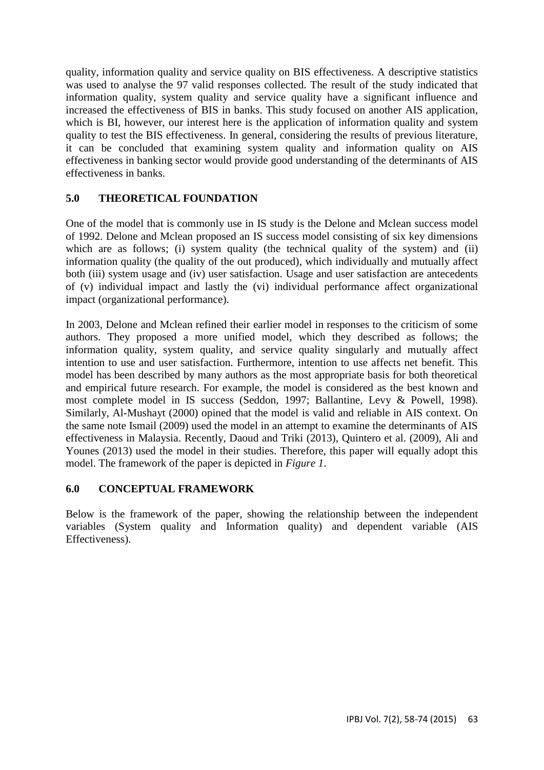quality, information quality and service quality on BIS effectiveness. A descriptive statistics was used to analyse the 97 valid responses collected. The result of the study indicated that information quality, system quality and service quality have a significant influence and increased the effectiveness of BIS in banks. This study focused on another AIS application, which is BI, however, our interest here is the application of information quality and system quality to test the BIS effectiveness. In general, considering the results of previous literature, it can be concluded that examining system quality and information quality on AIS effectiveness in banking sector would provide good understanding of the determinants of AIS effectiveness in banks.

## 5.0 THEORETICAL FOUNDATION

One of the model that is commonly use in IS study is the Delone and Mclean success model of 1992. Delone and Mclean proposed an IS success model consisting of six key dimensions which are as follows; (i) system quality (the technical quality of the system) and (ii) information quality (the quality of the out produced), which individually and mutually affect both (iii) system usage and (iv) user satisfaction. Usage and user satisfaction are antecedents of (v) individual impact and lastly the (vi) individual performance affect organizational impact (organizational performance).

In 2003, Delone and Mclean refined their earlier model in responses to the criticism of some authors. They proposed a more unified model, which they described as follows; the information quality, system quality, and service quality singularly and mutually affect intention to use and user satisfaction. Furthermore, intention to use affects net benefit. This model has been described by many authors as the most appropriate basis for both theoretical and empirical future research. For example, the model is considered as the best known and most complete model in IS success (Seddon, 1997; Ballantine, Levy & Powell, 1998). Similarly, Al-Mushayt (2000) opined that the model is valid and reliable in AIS context. On the same note Ismail (2009) used the model in an attempt to examine the determinants of AIS effectiveness in Malaysia. Recently, Daoud and Triki (2013), Quintero et al. (2009), Ali and Younes (2013) used the model in their studies. Therefore, this paper will equally adopt this model. The framework of the paper is depicted in *Figure 1*.

## 6.0 CONCEPTUAL FRAMEWORK

Below is the framework of the paper, showing the relationship between the independent variables (System quality and Information quality) and dependent variable (AIS Effectiveness).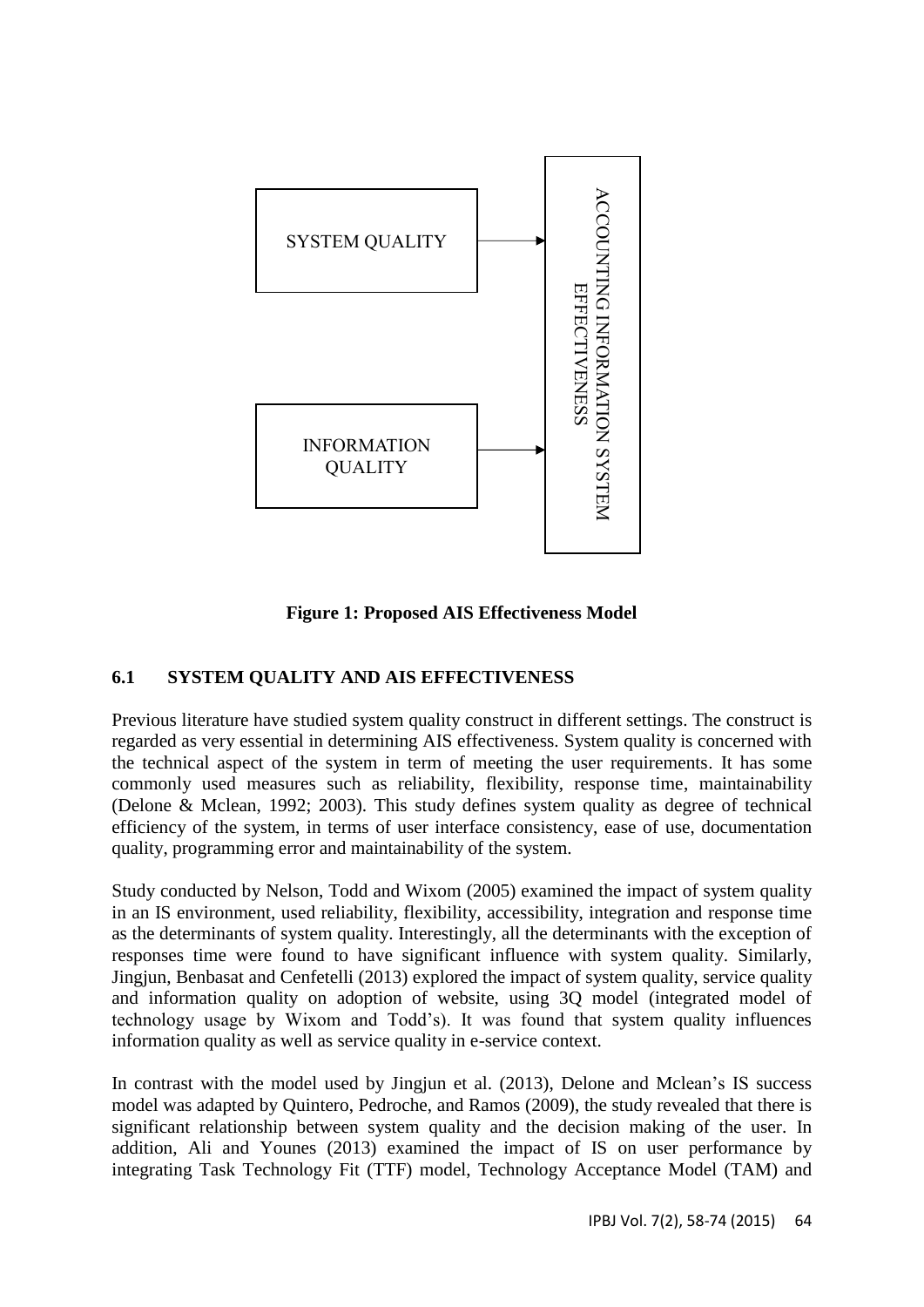SYSTEM QUALITY

INFORMATION QUALITY

ACCOUNTING INFORMATION SYSTEM EFFECTIVENESS

**Figure 1: Proposed AIS Effectiveness Model**

### 6.1 SYSTEM QUALITY AND AIS EFFECTIVENESS

Previous literature have studied system quality construct in different settings. The construct is regarded as very essential in determining AIS effectiveness. System quality is concerned with the technical aspect of the system in term of meeting the user requirements. It has some commonly used measures such as reliability, flexibility, response time, maintainability (Delone & Mclean, 1992; 2003). This study defines system quality as degree of technical efficiency of the system, in terms of user interface consistency, ease of use, documentation quality, programming error and maintainability of the system.

Study conducted by Nelson, Todd and Wixom (2005) examined the impact of system quality in an IS environment, used reliability, flexibility, accessibility, integration and response time as the determinants of system quality. Interestingly, all the determinants with the exception of responses time were found to have significant influence with system quality. Similarly, Jingjun, Benbasat and Cenfetelli (2013) explored the impact of system quality, service quality and information quality on adoption of website, using 3Q model (integrated model of technology usage by Wixom and Todd's). It was found that system quality influences information quality as well as service quality in e-service context.

In contrast with the model used by Jingjun et al. (2013), Delone and Mclean's IS success model was adapted by Quintero, Pedroche, and Ramos (2009), the study revealed that there is significant relationship between system quality and the decision making of the user. In addition, Ali and Younes (2013) examined the impact of IS on user performance by integrating Task Technology Fit (TTF) model, Technology Acceptance Model (TAM) and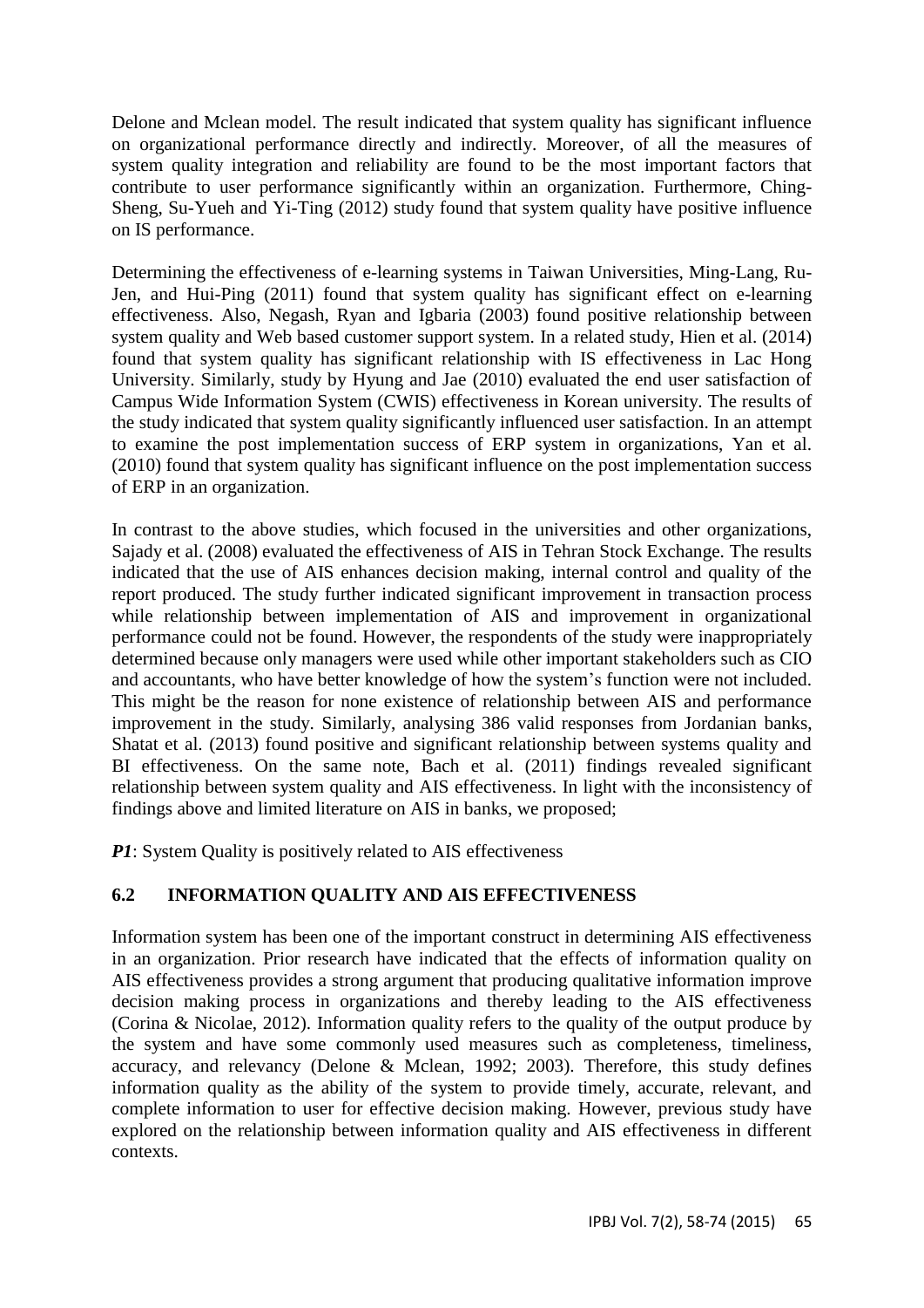Delone and Mclean model. The result indicated that system quality has significant influence on organizational performance directly and indirectly. Moreover, of all the measures of system quality integration and reliability are found to be the most important factors that contribute to user performance significantly within an organization. Furthermore, Ching-Sheng, Su-Yueh and Yi-Ting (2012) study found that system quality have positive influence on IS performance.

Determining the effectiveness of e-learning systems in Taiwan Universities, Ming-Lang, Ru-Jen, and Hui-Ping (2011) found that system quality has significant effect on e-learning effectiveness. Also, Negash, Ryan and Igbaria (2003) found positive relationship between system quality and Web based customer support system. In a related study, Hien et al. (2014) found that system quality has significant relationship with IS effectiveness in Lac Hong University. Similarly, study by Hyung and Jae (2010) evaluated the end user satisfaction of Campus Wide Information System (CWIS) effectiveness in Korean university. The results of the study indicated that system quality significantly influenced user satisfaction. In an attempt to examine the post implementation success of ERP system in organizations, Yan et al. (2010) found that system quality has significant influence on the post implementation success of ERP in an organization.

In contrast to the above studies, which focused in the universities and other organizations, Sajady et al. (2008) evaluated the effectiveness of AIS in Tehran Stock Exchange. The results indicated that the use of AIS enhances decision making, internal control and quality of the report produced. The study further indicated significant improvement in transaction process while relationship between implementation of AIS and improvement in organizational performance could not be found. However, the respondents of the study were inappropriately determined because only managers were used while other important stakeholders such as CIO and accountants, who have better knowledge of how the system's function were not included. This might be the reason for none existence of relationship between AIS and performance improvement in the study. Similarly, analysing 386 valid responses from Jordanian banks, Shatat et al. (2013) found positive and significant relationship between systems quality and BI effectiveness. On the same note, Bach et al. (2011) findings revealed significant relationship between system quality and AIS effectiveness. In light with the inconsistency of findings above and limited literature on AIS in banks, we proposed;

***P1***: System Quality is positively related to AIS effectiveness

## 6.2 INFORMATION QUALITY AND AIS EFFECTIVENESS

Information system has been one of the important construct in determining AIS effectiveness in an organization. Prior research have indicated that the effects of information quality on AIS effectiveness provides a strong argument that producing qualitative information improve decision making process in organizations and thereby leading to the AIS effectiveness (Corina & Nicolae, 2012). Information quality refers to the quality of the output produce by the system and have some commonly used measures such as completeness, timeliness, accuracy, and relevancy (Delone & Mclean, 1992; 2003). Therefore, this study defines information quality as the ability of the system to provide timely, accurate, relevant, and complete information to user for effective decision making. However, previous study have explored on the relationship between information quality and AIS effectiveness in different contexts.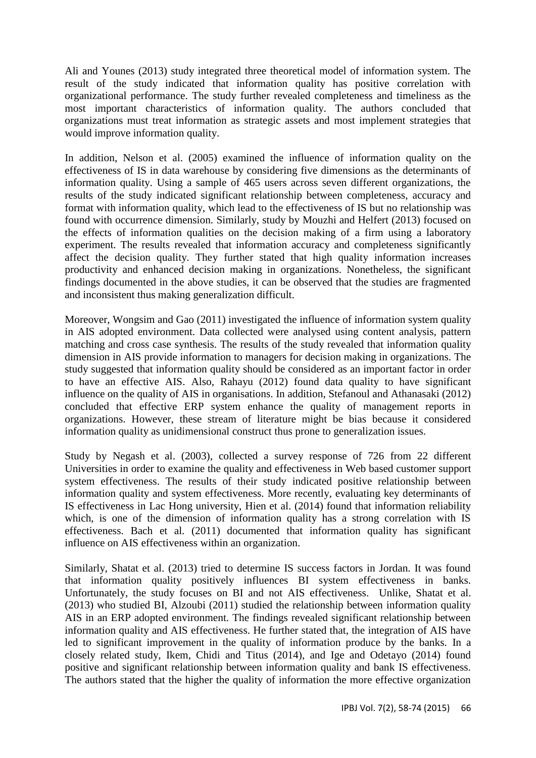Ali and Younes (2013) study integrated three theoretical model of information system. The result of the study indicated that information quality has positive correlation with organizational performance. The study further revealed completeness and timeliness as the most important characteristics of information quality. The authors concluded that organizations must treat information as strategic assets and most implement strategies that would improve information quality.

In addition, Nelson et al. (2005) examined the influence of information quality on the effectiveness of IS in data warehouse by considering five dimensions as the determinants of information quality. Using a sample of 465 users across seven different organizations, the results of the study indicated significant relationship between completeness, accuracy and format with information quality, which lead to the effectiveness of IS but no relationship was found with occurrence dimension. Similarly, study by Mouzhi and Helfert (2013) focused on the effects of information qualities on the decision making of a firm using a laboratory experiment. The results revealed that information accuracy and completeness significantly affect the decision quality. They further stated that high quality information increases productivity and enhanced decision making in organizations. Nonetheless, the significant findings documented in the above studies, it can be observed that the studies are fragmented and inconsistent thus making generalization difficult.

Moreover, Wongsim and Gao (2011) investigated the influence of information system quality in AIS adopted environment. Data collected were analysed using content analysis, pattern matching and cross case synthesis. The results of the study revealed that information quality dimension in AIS provide information to managers for decision making in organizations. The study suggested that information quality should be considered as an important factor in order to have an effective AIS. Also, Rahayu (2012) found data quality to have significant influence on the quality of AIS in organisations. In addition, Stefanoul and Athanasaki (2012) concluded that effective ERP system enhance the quality of management reports in organizations. However, these stream of literature might be bias because it considered information quality as unidimensional construct thus prone to generalization issues.

Study by Negash et al. (2003), collected a survey response of 726 from 22 different Universities in order to examine the quality and effectiveness in Web based customer support system effectiveness. The results of their study indicated positive relationship between information quality and system effectiveness. More recently, evaluating key determinants of IS effectiveness in Lac Hong university, Hien et al. (2014) found that information reliability which, is one of the dimension of information quality has a strong correlation with IS effectiveness. Bach et al. (2011) documented that information quality has significant influence on AIS effectiveness within an organization.

Similarly, Shatat et al. (2013) tried to determine IS success factors in Jordan. It was found that information quality positively influences BI system effectiveness in banks. Unfortunately, the study focuses on BI and not AIS effectiveness. Unlike, Shatat et al. (2013) who studied BI, Alzoubi (2011) studied the relationship between information quality AIS in an ERP adopted environment. The findings revealed significant relationship between information quality and AIS effectiveness. He further stated that, the integration of AIS have led to significant improvement in the quality of information produce by the banks. In a closely related study, Ikem, Chidi and Titus (2014), and Ige and Odetayo (2014) found positive and significant relationship between information quality and bank IS effectiveness. The authors stated that the higher the quality of information the more effective organization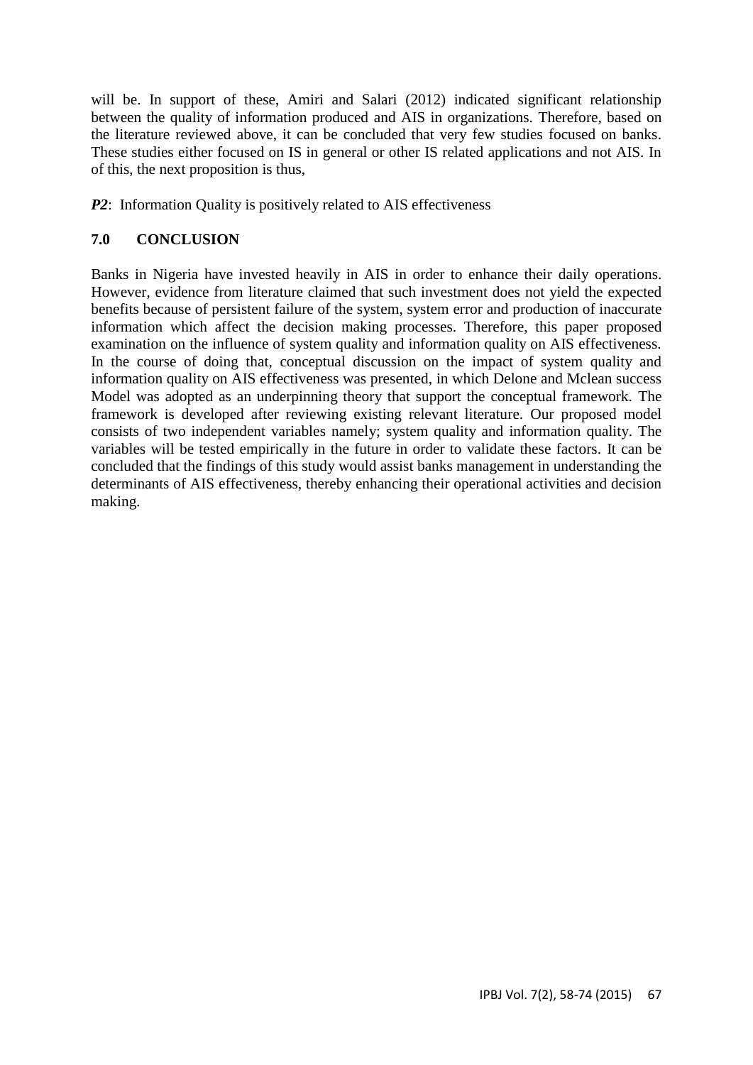will be. In support of these, Amiri and Salari (2012) indicated significant relationship between the quality of information produced and AIS in organizations. Therefore, based on the literature reviewed above, it can be concluded that very few studies focused on banks. These studies either focused on IS in general or other IS related applications and not AIS. In of this, the next proposition is thus,

***P2***: Information Quality is positively related to AIS effectiveness

## 7.0 CONCLUSION

Banks in Nigeria have invested heavily in AIS in order to enhance their daily operations. However, evidence from literature claimed that such investment does not yield the expected benefits because of persistent failure of the system, system error and production of inaccurate information which affect the decision making processes. Therefore, this paper proposed examination on the influence of system quality and information quality on AIS effectiveness. In the course of doing that, conceptual discussion on the impact of system quality and information quality on AIS effectiveness was presented, in which Delone and Mclean success Model was adopted as an underpinning theory that support the conceptual framework. The framework is developed after reviewing existing relevant literature. Our proposed model consists of two independent variables namely; system quality and information quality. The variables will be tested empirically in the future in order to validate these factors. It can be concluded that the findings of this study would assist banks management in understanding the determinants of AIS effectiveness, thereby enhancing their operational activities and decision making.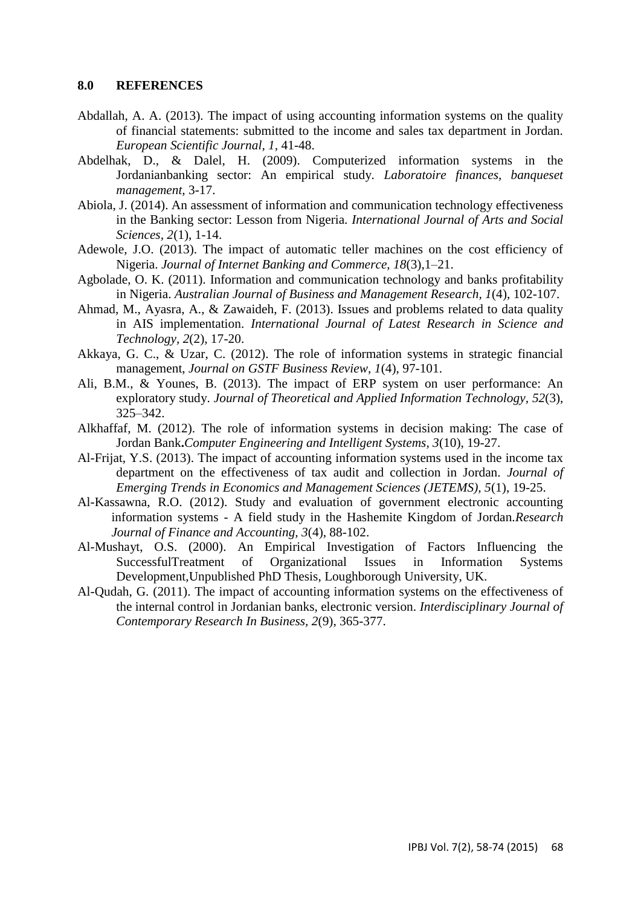## 8.0 REFERENCES

Abdallah, A. A. (2013). The impact of using accounting information systems on the quality of financial statements: submitted to the income and sales tax department in Jordan. *European Scientific Journal, 1*, 41-48.

Abdelhak, D., & Dalel, H. (2009). Computerized information systems in the Jordanianbanking sector: An empirical study. *Laboratoire finances, banqueset management,* 3-17.

Abiola, J. (2014). An assessment of information and communication technology effectiveness in the Banking sector: Lesson from Nigeria. *International Journal of Arts and Social Sciences, 2*(1), 1-14.

Adewole, J.O. (2013). The impact of automatic teller machines on the cost efficiency of Nigeria. *Journal of Internet Banking and Commerce, 18*(3),1–21.

Agbolade, O. K. (2011). Information and communication technology and banks profitability in Nigeria. *Australian Journal of Business and Management Research, 1*(4), 102-107.

Ahmad, M., Ayasra, A., & Zawaideh, F. (2013). Issues and problems related to data quality in AIS implementation. *International Journal of Latest Research in Science and Technology, 2*(2), 17-20.

Akkaya, G. C., & Uzar, C. (2012). The role of information systems in strategic financial management, *Journal on GSTF Business Review, 1*(4), 97-101.

Ali, B.M., & Younes, B. (2013). The impact of ERP system on user performance: An exploratory study. *Journal of Theoretical and Applied Information Technology, 52*(3), 325–342.

Alkhaffaf, M. (2012). The role of information systems in decision making: The case of Jordan Bank**.***Computer Engineering and Intelligent Systems, 3*(10), 19-27.

Al-Frijat, Y.S. (2013). The impact of accounting information systems used in the income tax department on the effectiveness of tax audit and collection in Jordan. *Journal of Emerging Trends in Economics and Management Sciences (JETEMS), 5*(1), 19-25.

Al-Kassawna, R.O. (2012). Study and evaluation of government electronic accounting information systems - A field study in the Hashemite Kingdom of Jordan.*Research Journal of Finance and Accounting, 3*(4), 88-102.

Al-Mushayt, O.S. (2000). An Empirical Investigation of Factors Influencing the SuccessfulTreatment of Organizational Issues in Information Systems Development,Unpublished PhD Thesis, Loughborough University, UK.

Al-Qudah, G. (2011). The impact of accounting information systems on the effectiveness of the internal control in Jordanian banks, electronic version. *Interdisciplinary Journal of Contemporary Research In Business, 2*(9), 365-377.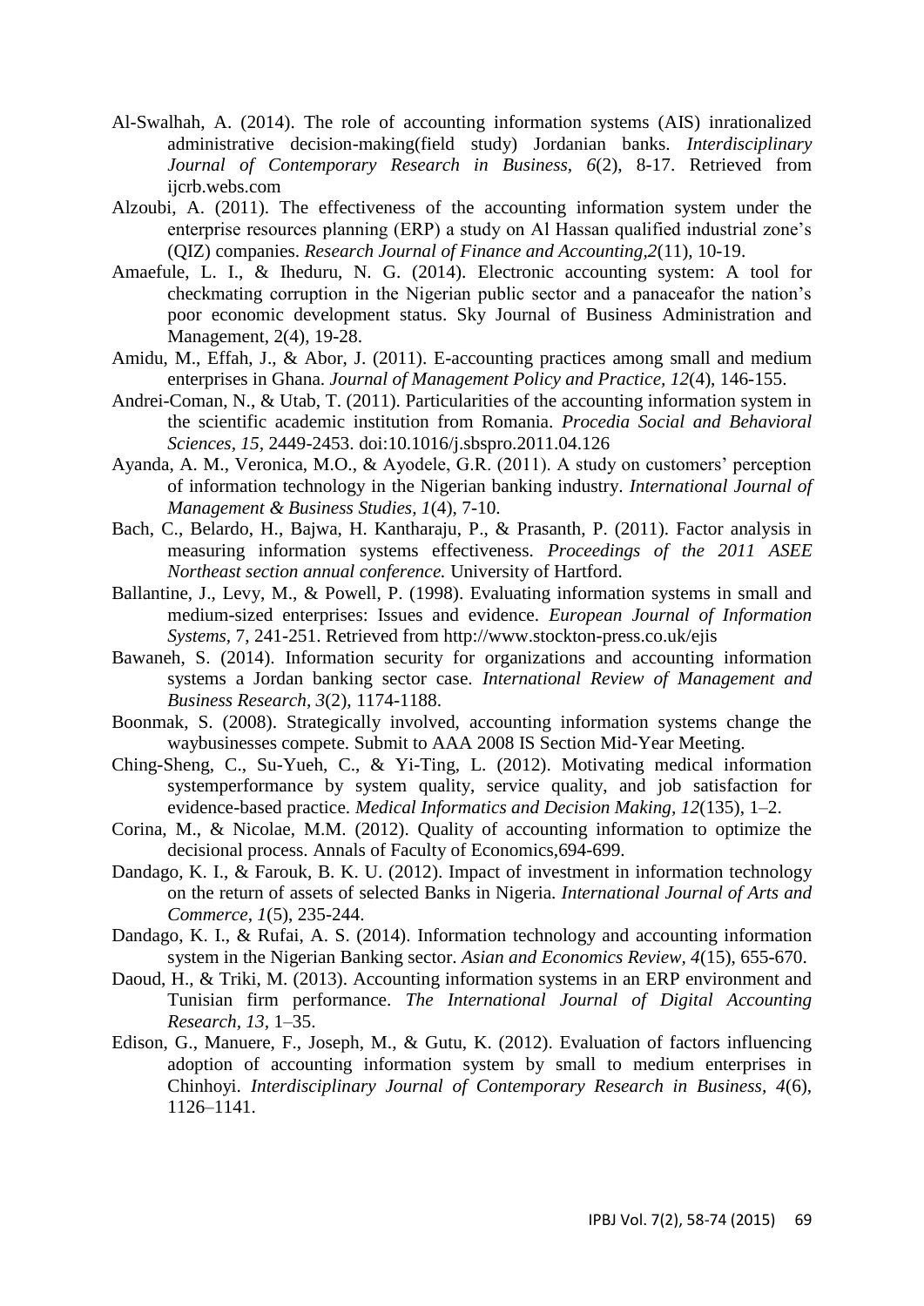Al-Swalhah, A. (2014). The role of accounting information systems (AIS) inrationalized administrative decision-making(field study) Jordanian banks. *Interdisciplinary Journal of Contemporary Research in Business, 6*(2), 8-17. Retrieved from ijcrb.webs.com

Alzoubi, A. (2011). The effectiveness of the accounting information system under the enterprise resources planning (ERP) a study on Al Hassan qualified industrial zone's (QIZ) companies. *Research Journal of Finance and Accounting,2*(11), 10-19.

Amaefule, L. I., & Iheduru, N. G. (2014). Electronic accounting system: A tool for checkmating corruption in the Nigerian public sector and a panaceafor the nation's poor economic development status. Sky Journal of Business Administration and Management, 2(4), 19-28.

Amidu, M., Effah, J., & Abor, J. (2011). E-accounting practices among small and medium enterprises in Ghana. *Journal of Management Policy and Practice, 12*(4), 146-155.

Andrei-Coman, N., & Utab, T. (2011). Particularities of the accounting information system in the scientific academic institution from Romania. *Procedia Social and Behavioral Sciences, 15*, 2449-2453. doi:10.1016/j.sbspro.2011.04.126

Ayanda, A. M., Veronica, M.O., & Ayodele, G.R. (2011). A study on customers' perception of information technology in the Nigerian banking industry. *International Journal of Management & Business Studies, 1*(4), 7-10.

Bach, C., Belardo, H., Bajwa, H. Kantharaju, P., & Prasanth, P. (2011). Factor analysis in measuring information systems effectiveness. *Proceedings of the 2011 ASEE Northeast section annual conference.* University of Hartford.

Ballantine, J., Levy, M., & Powell, P. (1998). Evaluating information systems in small and medium-sized enterprises: Issues and evidence. *European Journal of Information Systems*, 7, 241-251. Retrieved from http://www.stockton-press.co.uk/ejis

Bawaneh, S. (2014). Information security for organizations and accounting information systems a Jordan banking sector case. *International Review of Management and Business Research, 3*(2), 1174-1188.

Boonmak, S. (2008). Strategically involved, accounting information systems change the waybusinesses compete. Submit to AAA 2008 IS Section Mid-Year Meeting.

Ching-Sheng, C., Su-Yueh, C., & Yi-Ting, L. (2012). Motivating medical information systemperformance by system quality, service quality, and job satisfaction for evidence-based practice. *Medical Informatics and Decision Making, 12*(135), 1–2.

Corina, M., & Nicolae, M.M. (2012). Quality of accounting information to optimize the decisional process. Annals of Faculty of Economics,694-699.

Dandago, K. I., & Farouk, B. K. U. (2012). Impact of investment in information technology on the return of assets of selected Banks in Nigeria. *International Journal of Arts and Commerce, 1*(5), 235-244.

Dandago, K. I., & Rufai, A. S. (2014). Information technology and accounting information system in the Nigerian Banking sector. *Asian and Economics Review, 4*(15), 655-670.

Daoud, H., & Triki, M. (2013). Accounting information systems in an ERP environment and Tunisian firm performance. *The International Journal of Digital Accounting Research, 13*, 1–35.

Edison, G., Manuere, F., Joseph, M., & Gutu, K. (2012). Evaluation of factors influencing adoption of accounting information system by small to medium enterprises in Chinhoyi. *Interdisciplinary Journal of Contemporary Research in Business, 4*(6), 1126–1141.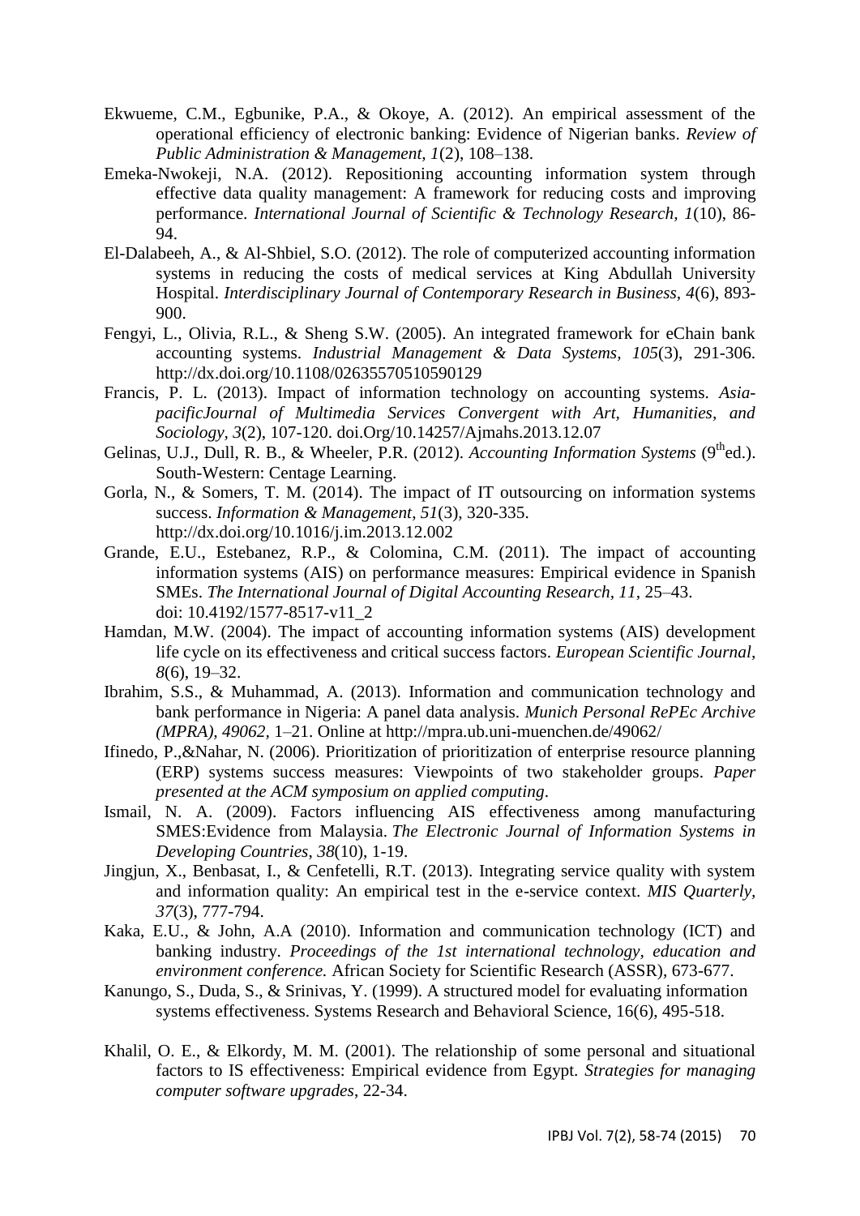Ekwueme, C.M., Egbunike, P.A., & Okoye, A. (2012). An empirical assessment of the operational efficiency of electronic banking: Evidence of Nigerian banks. *Review of Public Administration & Management, 1*(2), 108–138.

Emeka-Nwokeji, N.A. (2012). Repositioning accounting information system through effective data quality management: A framework for reducing costs and improving performance. *International Journal of Scientific & Technology Research, 1*(10), 86-94.

El-Dalabeeh, A., & Al-Shbiel, S.O. (2012). The role of computerized accounting information systems in reducing the costs of medical services at King Abdullah University Hospital. *Interdisciplinary Journal of Contemporary Research in Business, 4*(6), 893-900.

Fengyi, L., Olivia, R.L., & Sheng S.W. (2005). An integrated framework for eChain bank accounting systems. *Industrial Management & Data Systems, 105*(3), 291-306. http://dx.doi.org/10.1108/02635570510590129

Francis, P. L. (2013). Impact of information technology on accounting systems. *Asia-pacificJournal of Multimedia Services Convergent with Art, Humanities, and Sociology, 3*(2), 107-120. doi.Org/10.14257/Ajmahs.2013.12.07

Gelinas, U.J., Dull, R. B., & Wheeler, P.R. (2012). *Accounting Information Systems* (9[th]ed.). South-Western: Centage Learning.

Gorla, N., & Somers, T. M. (2014). The impact of IT outsourcing on information systems success. *Information & Management, 51*(3), 320-335. http://dx.doi.org/10.1016/j.im.2013.12.002

Grande, E.U., Estebanez, R.P., & Colomina, C.M. (2011). The impact of accounting information systems (AIS) on performance measures: Empirical evidence in Spanish SMEs. *The International Journal of Digital Accounting Research, 11*, 25–43. doi: 10.4192/1577-8517-v11_2

Hamdan, M.W. (2004). The impact of accounting information systems (AIS) development life cycle on its effectiveness and critical success factors. *European Scientific Journal, 8*(6), 19–32.

Ibrahim, S.S., & Muhammad, A. (2013). Information and communication technology and bank performance in Nigeria: A panel data analysis. *Munich Personal RePEc Archive (MPRA), 49062*, 1–21. Online at http://mpra.ub.uni-muenchen.de/49062/

Ifinedo, P.,&Nahar, N. (2006). Prioritization of prioritization of enterprise resource planning (ERP) systems success measures: Viewpoints of two stakeholder groups. *Paper presented at the ACM symposium on applied computing*.

Ismail, N. A. (2009). Factors influencing AIS effectiveness among manufacturing SMES:Evidence from Malaysia. *The Electronic Journal of Information Systems in Developing Countries, 38*(10), 1-19.

Jingjun, X., Benbasat, I., & Cenfetelli, R.T. (2013). Integrating service quality with system and information quality: An empirical test in the e-service context. *MIS Quarterly, 37*(3), 777-794.

Kaka, E.U., & John, A.A (2010). Information and communication technology (ICT) and banking industry. *Proceedings of the 1st international technology, education and environment conference.* African Society for Scientific Research (ASSR), 673-677.

Kanungo, S., Duda, S., & Srinivas, Y. (1999). A structured model for evaluating information systems effectiveness. Systems Research and Behavioral Science, 16(6), 495-518.

Khalil, O. E., & Elkordy, M. M. (2001). The relationship of some personal and situational factors to IS effectiveness: Empirical evidence from Egypt. *Strategies for managing computer software upgrades*, 22-34.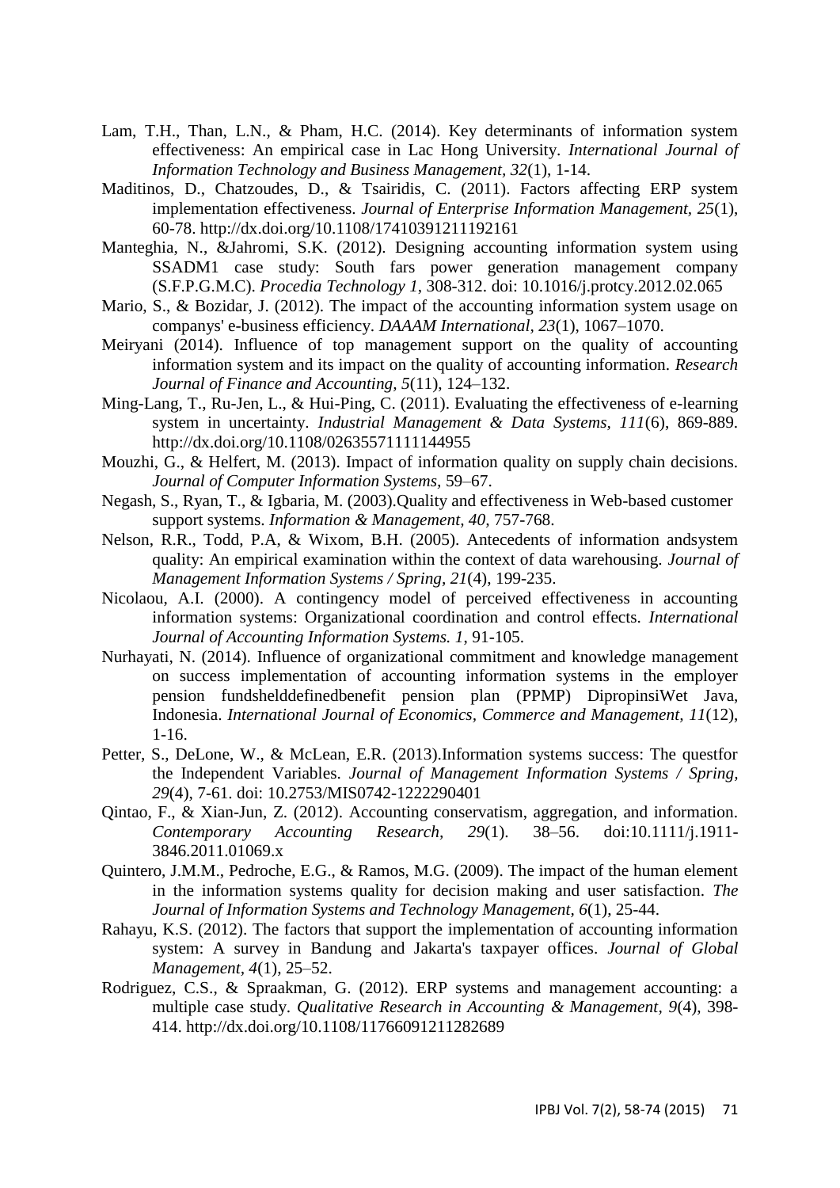Lam, T.H., Than, L.N., & Pham, H.C. (2014). Key determinants of information system effectiveness: An empirical case in Lac Hong University. *International Journal of Information Technology and Business Management, 32*(1), 1-14.

Maditinos, D., Chatzoudes, D., & Tsairidis, C. (2011). Factors affecting ERP system implementation effectiveness. *Journal of Enterprise Information Management*, *25*(1), 60-78. http://dx.doi.org/10.1108/17410391211192161

Manteghia, N., &Jahromi, S.K. (2012). Designing accounting information system using SSADM1 case study: South fars power generation management company (S.F.P.G.M.C). *Procedia Technology 1*, 308-312. doi: 10.1016/j.protcy.2012.02.065

Mario, S., & Bozidar, J. (2012). The impact of the accounting information system usage on companys' e-business efficiency. *DAAAM International, 23*(1), 1067–1070.

Meiryani (2014). Influence of top management support on the quality of accounting information system and its impact on the quality of accounting information. *Research Journal of Finance and Accounting, 5*(11), 124–132.

Ming-Lang, T., Ru-Jen, L., & Hui-Ping, C. (2011). Evaluating the effectiveness of e-learning system in uncertainty. *Industrial Management & Data Systems, 111*(6), 869-889. http://dx.doi.org/10.1108/02635571111144955

Mouzhi, G., & Helfert, M. (2013). Impact of information quality on supply chain decisions. *Journal of Computer Information Systems,* 59–67.

Negash, S., Ryan, T., & Igbaria, M. (2003).Quality and effectiveness in Web-based customer support systems. *Information & Management, 40,* 757-768.

Nelson, R.R., Todd, P.A, & Wixom, B.H. (2005). Antecedents of information andsystem quality: An empirical examination within the context of data warehousing. *Journal of Management Information Systems / Spring, 21*(4), 199-235.

Nicolaou, A.I. (2000). A contingency model of perceived effectiveness in accounting information systems: Organizational coordination and control effects. *International Journal of Accounting Information Systems. 1*, 91-105.

Nurhayati, N. (2014). Influence of organizational commitment and knowledge management on success implementation of accounting information systems in the employer pension fundshelddefinedbenefit pension plan (PPMP) DipropinsiWet Java, Indonesia. *International Journal of Economics, Commerce and Management*, *11*(12), 1-16.

Petter, S., DeLone, W., & McLean, E.R. (2013).Information systems success: The questfor the Independent Variables. *Journal of Management Information Systems / Spring, 29*(4), 7-61. doi: 10.2753/MIS0742-1222290401

Qintao, F., & Xian-Jun, Z. (2012). Accounting conservatism, aggregation, and information. *Contemporary Accounting Research, 29*(1). 38–56. doi:10.1111/j.1911-3846.2011.01069.x

Quintero, J.M.M., Pedroche, E.G., & Ramos, M.G. (2009). The impact of the human element in the information systems quality for decision making and user satisfaction. *The Journal of Information Systems and Technology Management, 6*(1), 25-44.

Rahayu, K.S. (2012). The factors that support the implementation of accounting information system: A survey in Bandung and Jakarta's taxpayer offices. *Journal of Global Management*, *4*(1), 25–52.

Rodriguez, C.S., & Spraakman, G. (2012). ERP systems and management accounting: a multiple case study. *Qualitative Research in Accounting & Management*, *9*(4), 398-414. http://dx.doi.org/10.1108/11766091211282689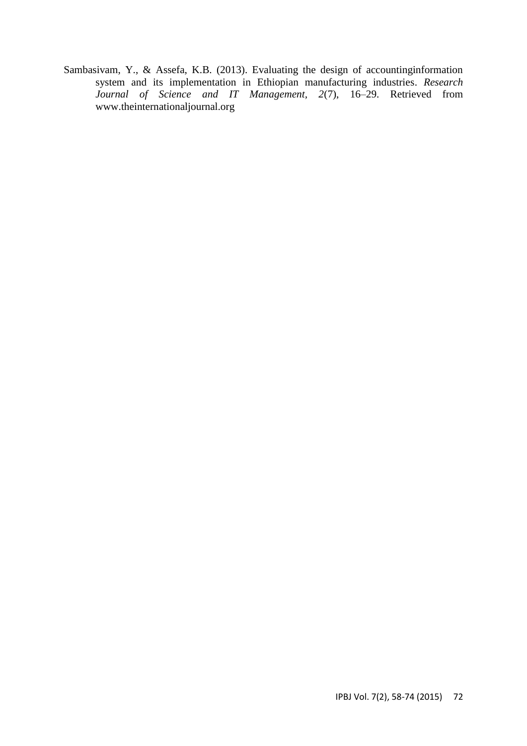Sambasivam, Y., & Assefa, K.B. (2013). Evaluating the design of accountinginformation system and its implementation in Ethiopian manufacturing industries. *Research Journal of Science and IT Management, 2*(7), 16–29. Retrieved from www.theinternationaljournal.org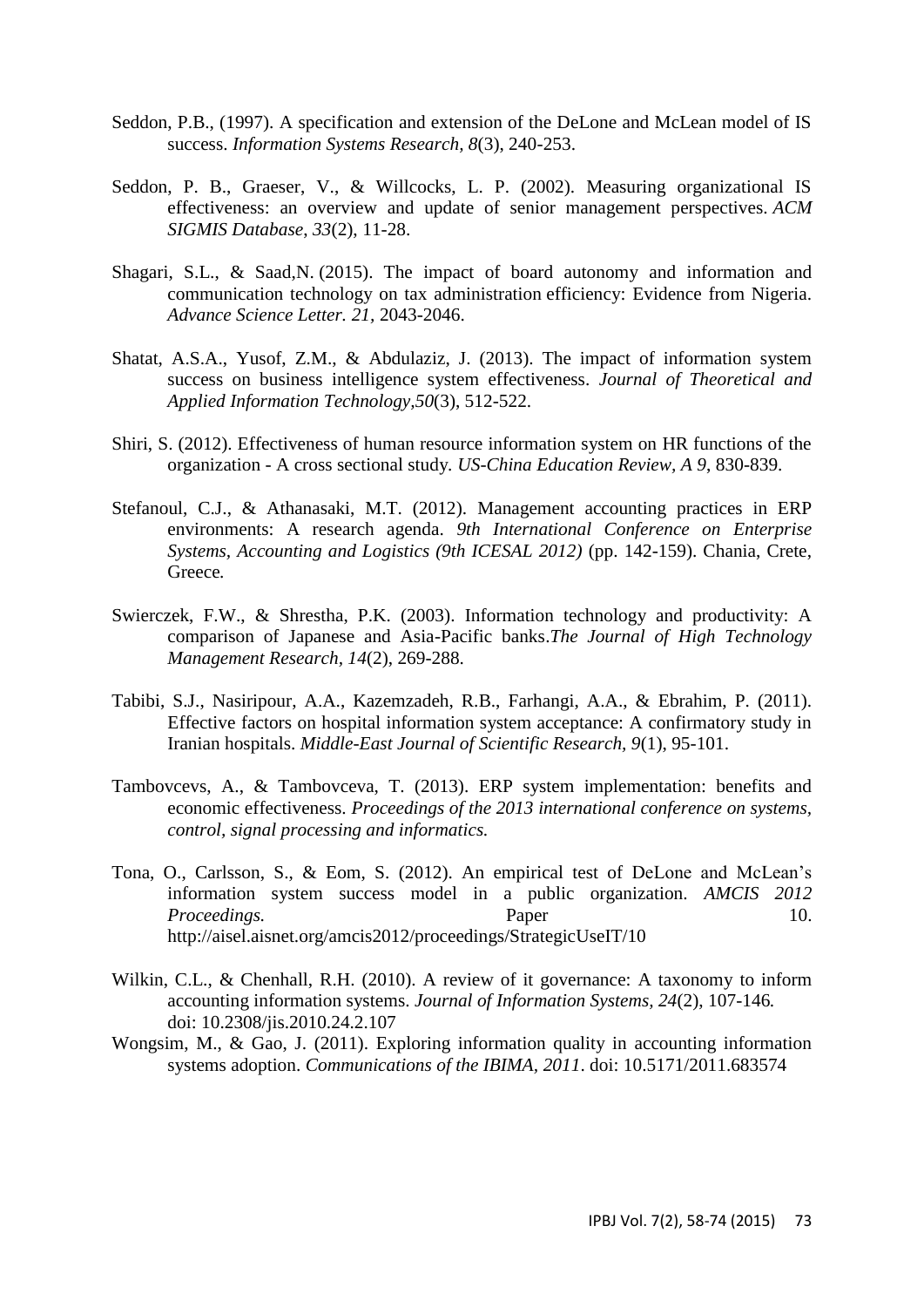Seddon, P.B., (1997). A specification and extension of the DeLone and McLean model of IS success. *Information Systems Research, 8*(3), 240-253.

Seddon, P. B., Graeser, V., & Willcocks, L. P. (2002). Measuring organizational IS effectiveness: an overview and update of senior management perspectives. *ACM SIGMIS Database, 33*(2), 11-28.

Shagari, S.L., & Saad,N. (2015). The impact of board autonomy and information and communication technology on tax administration efficiency: Evidence from Nigeria. *Advance Science Letter. 21*, 2043-2046.

Shatat, A.S.A., Yusof, Z.M., & Abdulaziz, J. (2013). The impact of information system success on business intelligence system effectiveness. *Journal of Theoretical and Applied Information Technology,50*(3), 512-522.

Shiri, S. (2012). Effectiveness of human resource information system on HR functions of the organization - A cross sectional study. *US-China Education Review, A 9*, 830-839.

Stefanoul, C.J., & Athanasaki, M.T. (2012). Management accounting practices in ERP environments: A research agenda. *9th International Conference on Enterprise Systems, Accounting and Logistics (9th ICESAL 2012)* (pp. 142-159). Chania, Crete, Greece.

Swierczek, F.W., & Shrestha, P.K. (2003). Information technology and productivity: A comparison of Japanese and Asia-Pacific banks.*The Journal of High Technology Management Research, 14*(2), 269-288.

Tabibi, S.J., Nasiripour, A.A., Kazemzadeh, R.B., Farhangi, A.A., & Ebrahim, P. (2011). Effective factors on hospital information system acceptance: A confirmatory study in Iranian hospitals. *Middle-East Journal of Scientific Research, 9*(1), 95-101.

Tambovcevs, A., & Tambovceva, T. (2013). ERP system implementation: benefits and economic effectiveness. *Proceedings of the 2013 international conference on systems, control, signal processing and informatics.*

Tona, O., Carlsson, S., & Eom, S. (2012). An empirical test of DeLone and McLean's information system success model in a public organization. *AMCIS 2012 Proceedings.* Paper 10. http://aisel.aisnet.org/amcis2012/proceedings/StrategicUseIT/10

Wilkin, C.L., & Chenhall, R.H. (2010). A review of it governance: A taxonomy to inform accounting information systems. *Journal of Information Systems, 24*(2), 107-146. doi: 10.2308/jis.2010.24.2.107

Wongsim, M., & Gao, J. (2011). Exploring information quality in accounting information systems adoption. *Communications of the IBIMA, 2011*. doi: 10.5171/2011.683574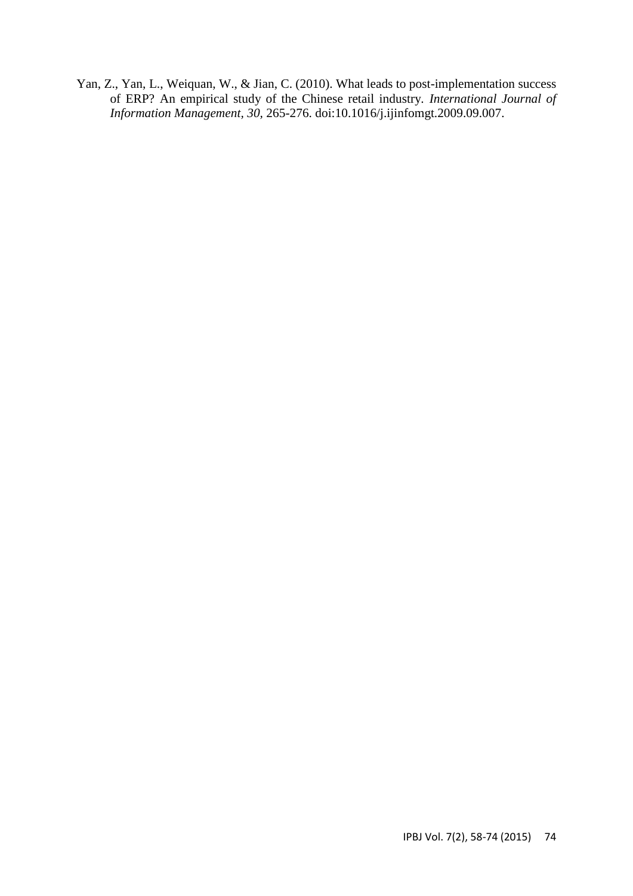Yan, Z., Yan, L., Weiquan, W., & Jian, C. (2010). What leads to post-implementation success of ERP? An empirical study of the Chinese retail industry. *International Journal of Information Management, 30,* 265-276. doi:10.1016/j.ijinfomgt.2009.09.007.